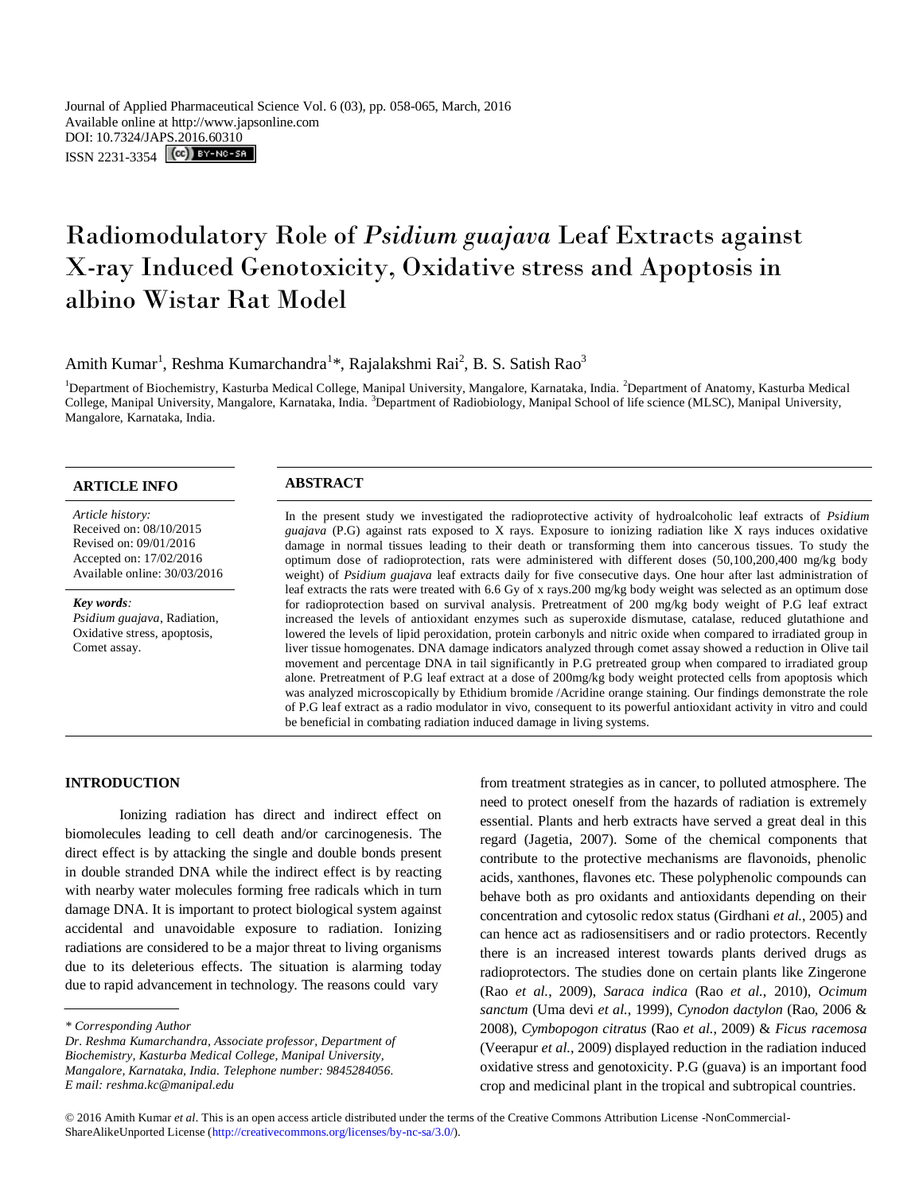Journal of Applied Pharmaceutical Science Vol. 6 (03), pp. 058-065, March, 2016
Available online at http://www.japsonline.com
DOI: 10.7324/JAPS.2016.60310
ISSN 2231-3354

# Radiomodulatory Role of *Psidium guajava* Leaf Extracts against X-ray Induced Genotoxicity, Oxidative stress and Apoptosis in albino Wistar Rat Model

Amith Kumar[1], Reshma Kumarchandra[1]*, Rajalakshmi Rai[2], B. S. Satish Rao[3]

[1]Department of Biochemistry, Kasturba Medical College, Manipal University, Mangalore, Karnataka, India. [2]Department of Anatomy, Kasturba Medical College, Manipal University, Mangalore, Karnataka, India. [3]Department of Radiobiology, Manipal School of life science (MLSC), Manipal University, Mangalore, Karnataka, India.

## ARTICLE INFO

*Article history:*
Received on: 08/10/2015
Revised on: 09/01/2016
Accepted on: 17/02/2016
Available online: 30/03/2016

***Key words:***
*Psidium guajava*, Radiation, Oxidative stress, apoptosis, Comet assay.

## ABSTRACT

In the present study we investigated the radioprotective activity of hydroalcoholic leaf extracts of *Psidium guajava* (P.G) against rats exposed to X rays. Exposure to ionizing radiation like X rays induces oxidative damage in normal tissues leading to their death or transforming them into cancerous tissues. To study the optimum dose of radioprotection, rats were administered with different doses (50,100,200,400 mg/kg body weight) of *Psidium guajava* leaf extracts daily for five consecutive days. One hour after last administration of leaf extracts the rats were treated with 6.6 Gy of x rays.200 mg/kg body weight was selected as an optimum dose for radioprotection based on survival analysis. Pretreatment of 200 mg/kg body weight of P.G leaf extract increased the levels of antioxidant enzymes such as superoxide dismutase, catalase, reduced glutathione and lowered the levels of lipid peroxidation, protein carbonyls and nitric oxide when compared to irradiated group in liver tissue homogenates. DNA damage indicators analyzed through comet assay showed a reduction in Olive tail movement and percentage DNA in tail significantly in P.G pretreated group when compared to irradiated group alone. Pretreatment of P.G leaf extract at a dose of 200mg/kg body weight protected cells from apoptosis which was analyzed microscopically by Ethidium bromide /Acridine orange staining. Our findings demonstrate the role of P.G leaf extract as a radio modulator in vivo, consequent to its powerful antioxidant activity in vitro and could be beneficial in combating radiation induced damage in living systems.

## INTRODUCTION

Ionizing radiation has direct and indirect effect on biomolecules leading to cell death and/or carcinogenesis. The direct effect is by attacking the single and double bonds present in double stranded DNA while the indirect effect is by reacting with nearby water molecules forming free radicals which in turn damage DNA. It is important to protect biological system against accidental and unavoidable exposure to radiation. Ionizing radiations are considered to be a major threat to living organisms due to its deleterious effects. The situation is alarming today due to rapid advancement in technology. The reasons could vary from treatment strategies as in cancer, to polluted atmosphere. The need to protect oneself from the hazards of radiation is extremely essential. Plants and herb extracts have served a great deal in this regard (Jagetia, 2007). Some of the chemical components that contribute to the protective mechanisms are flavonoids, phenolic acids, xanthones, flavones etc. These polyphenolic compounds can behave both as pro oxidants and antioxidants depending on their concentration and cytosolic redox status (Girdhani *et al.*, 2005) and can hence act as radiosensitisers and or radio protectors. Recently there is an increased interest towards plants derived drugs as radioprotectors. The studies done on certain plants like Zingerone (Rao *et al.*, 2009), *Saraca indica* (Rao *et al.*, 2010), *Ocimum sanctum* (Uma devi *et al.*, 1999), *Cynodon dactylon* (Rao, 2006 & 2008), *Cymbopogon citratus* (Rao *et al.*, 2009) & *Ficus racemosa* (Veerapur *et al.*, 2009) displayed reduction in the radiation induced oxidative stress and genotoxicity. P.G (guava) is an important food crop and medicinal plant in the tropical and subtropical countries.

*\* Corresponding Author*
*Dr. Reshma Kumarchandra, Associate professor, Department of Biochemistry, Kasturba Medical College, Manipal University, Mangalore, Karnataka, India. Telephone number: 9845284056. E mail: reshma.kc@manipal.edu*

© 2016 Amith Kumar *et al*. This is an open access article distributed under the terms of the Creative Commons Attribution License -NonCommercial-ShareAlikeUnported License (http://creativecommons.org/licenses/by-nc-sa/3.0/).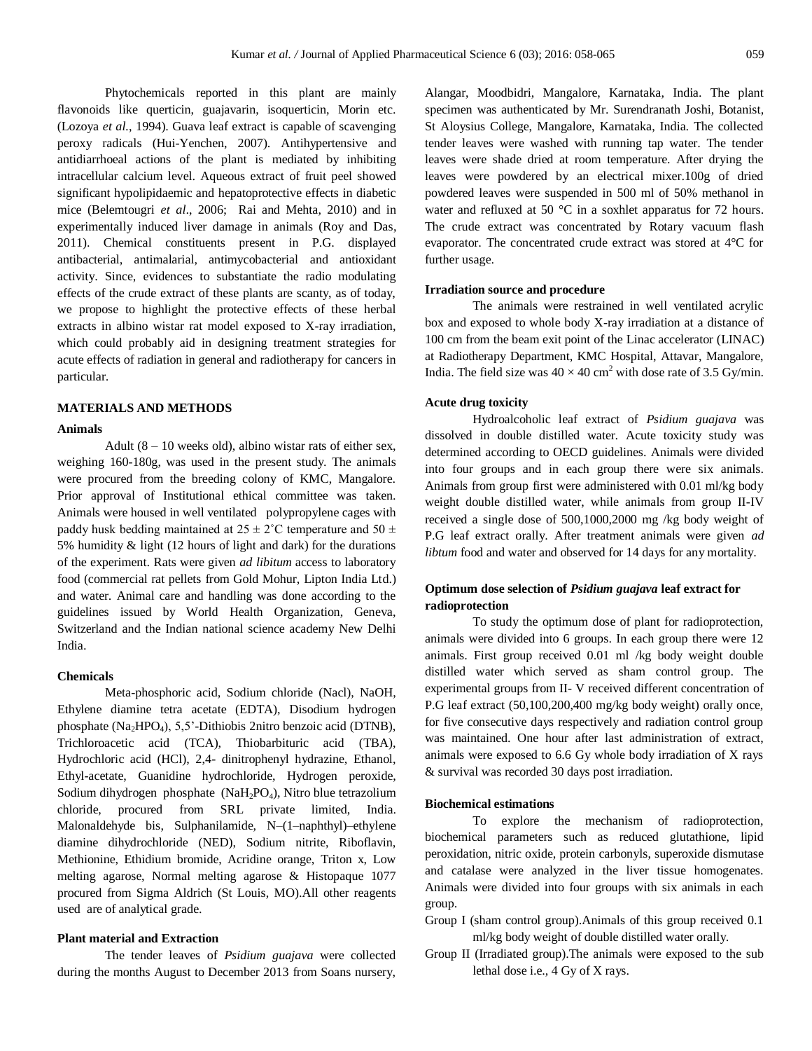Phytochemicals reported in this plant are mainly flavonoids like querticin, guajavarin, isoquerticin, Morin etc. (Lozoya *et al.*, 1994). Guava leaf extract is capable of scavenging peroxy radicals (Hui-Yenchen, 2007). Antihypertensive and antidiarrhoeal actions of the plant is mediated by inhibiting intracellular calcium level. Aqueous extract of fruit peel showed significant hypolipidaemic and hepatoprotective effects in diabetic mice (Belemtougri *et al*., 2006; Rai and Mehta, 2010) and in experimentally induced liver damage in animals (Roy and Das, 2011). Chemical constituents present in P.G. displayed antibacterial, antimalarial, antimycobacterial and antioxidant activity. Since, evidences to substantiate the radio modulating effects of the crude extract of these plants are scanty, as of today, we propose to highlight the protective effects of these herbal extracts in albino wistar rat model exposed to X-ray irradiation, which could probably aid in designing treatment strategies for acute effects of radiation in general and radiotherapy for cancers in particular.

## MATERIALS AND METHODS

### Animals

Adult (8 – 10 weeks old), albino wistar rats of either sex, weighing 160-180g, was used in the present study. The animals were procured from the breeding colony of KMC, Mangalore. Prior approval of Institutional ethical committee was taken. Animals were housed in well ventilated polypropylene cages with paddy husk bedding maintained at $25 \pm 2^{\circ}$C temperature and $50 \pm 5\%$ humidity & light (12 hours of light and dark) for the durations of the experiment. Rats were given *ad libitum* access to laboratory food (commercial rat pellets from Gold Mohur, Lipton India Ltd.) and water. Animal care and handling was done according to the guidelines issued by World Health Organization, Geneva, Switzerland and the Indian national science academy New Delhi India.

### Chemicals

Meta-phosphoric acid, Sodium chloride (Nacl), NaOH, Ethylene diamine tetra acetate (EDTA), Disodium hydrogen phosphate ($Na_2HPO_4$), 5,5'-Dithiobis 2nitro benzoic acid (DTNB), Trichloroacetic acid (TCA), Thiobarbituric acid (TBA), Hydrochloric acid (HCl), 2,4- dinitrophenyl hydrazine, Ethanol, Ethyl-acetate, Guanidine hydrochloride, Hydrogen peroxide, Sodium dihydrogen phosphate ($NaH_2PO_4$), Nitro blue tetrazolium chloride, procured from SRL private limited, India. Malonaldehyde bis, Sulphanilamide, N–(1–naphthyl)–ethylene diamine dihydrochloride (NED), Sodium nitrite, Riboflavin, Methionine, Ethidium bromide, Acridine orange, Triton x, Low melting agarose, Normal melting agarose & Histopaque 1077 procured from Sigma Aldrich (St Louis, MO).All other reagents used are of analytical grade.

### Plant material and Extraction

The tender leaves of *Psidium guajava* were collected during the months August to December 2013 from Soans nursery, Alangar, Moodbidri, Mangalore, Karnataka, India. The plant specimen was authenticated by Mr. Surendranath Joshi, Botanist, St Aloysius College, Mangalore, Karnataka, India. The collected tender leaves were washed with running tap water. The tender leaves were shade dried at room temperature. After drying the leaves were powdered by an electrical mixer.100g of dried powdered leaves were suspended in 500 ml of 50% methanol in water and refluxed at 50 °C in a soxhlet apparatus for 72 hours. The crude extract was concentrated by Rotary vacuum flash evaporator. The concentrated crude extract was stored at 4°C for further usage.

### Irradiation source and procedure

The animals were restrained in well ventilated acrylic box and exposed to whole body X-ray irradiation at a distance of 100 cm from the beam exit point of the Linac accelerator (LINAC) at Radiotherapy Department, KMC Hospital, Attavar, Mangalore, India. The field size was $40 \times 40$ cm$^2$ with dose rate of 3.5 Gy/min.

### Acute drug toxicity

Hydroalcoholic leaf extract of *Psidium guajava* was dissolved in double distilled water. Acute toxicity study was determined according to OECD guidelines. Animals were divided into four groups and in each group there were six animals. Animals from group first were administered with 0.01 ml/kg body weight double distilled water, while animals from group II-IV received a single dose of 500,1000,2000 mg /kg body weight of P.G leaf extract orally. After treatment animals were given *ad libtum* food and water and observed for 14 days for any mortality.

### Optimum dose selection of *Psidium guajava* leaf extract for radioprotection

To study the optimum dose of plant for radioprotection, animals were divided into 6 groups. In each group there were 12 animals. First group received 0.01 ml /kg body weight double distilled water which served as sham control group. The experimental groups from II- V received different concentration of P.G leaf extract (50,100,200,400 mg/kg body weight) orally once, for five consecutive days respectively and radiation control group was maintained. One hour after last administration of extract, animals were exposed to 6.6 Gy whole body irradiation of X rays & survival was recorded 30 days post irradiation.

### Biochemical estimations

To explore the mechanism of radioprotection, biochemical parameters such as reduced glutathione, lipid peroxidation, nitric oxide, protein carbonyls, superoxide dismutase and catalase were analyzed in the liver tissue homogenates. Animals were divided into four groups with six animals in each group.

Group I (sham control group).Animals of this group received 0.1 ml/kg body weight of double distilled water orally.

Group II (Irradiated group).The animals were exposed to the sub lethal dose i.e., 4 Gy of X rays.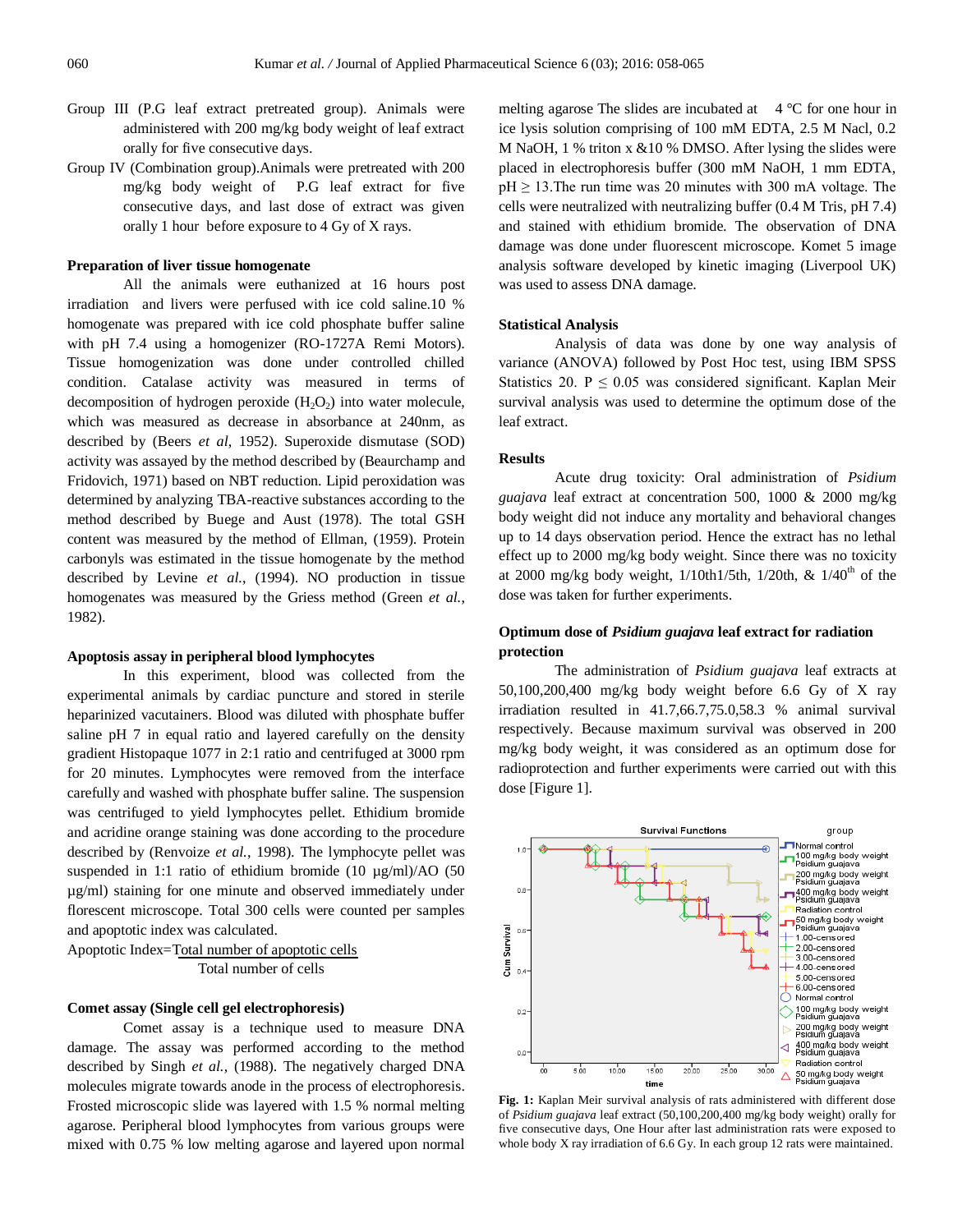Group III (P.G leaf extract pretreated group). Animals were administered with 200 mg/kg body weight of leaf extract orally for five consecutive days.

Group IV (Combination group).Animals were pretreated with 200 mg/kg body weight of P.G leaf extract for five consecutive days, and last dose of extract was given orally 1 hour before exposure to 4 Gy of X rays.

**Preparation of liver tissue homogenate**

All the animals were euthanized at 16 hours post irradiation and livers were perfused with ice cold saline.10 % homogenate was prepared with ice cold phosphate buffer saline with pH 7.4 using a homogenizer (RO-1727A Remi Motors). Tissue homogenization was done under controlled chilled condition. Catalase activity was measured in terms of decomposition of hydrogen peroxide ($H_2O_2$) into water molecule, which was measured as decrease in absorbance at 240nm, as described by (Beers *et al*, 1952). Superoxide dismutase (SOD) activity was assayed by the method described by (Beaurchamp and Fridovich, 1971) based on NBT reduction. Lipid peroxidation was determined by analyzing TBA-reactive substances according to the method described by Buege and Aust (1978). The total GSH content was measured by the method of Ellman, (1959). Protein carbonyls was estimated in the tissue homogenate by the method described by Levine *et al.*, (1994). NO production in tissue homogenates was measured by the Griess method (Green *et al.*, 1982).

**Apoptosis assay in peripheral blood lymphocytes**

In this experiment, blood was collected from the experimental animals by cardiac puncture and stored in sterile heparinized vacutainers. Blood was diluted with phosphate buffer saline pH 7 in equal ratio and layered carefully on the density gradient Histopaque 1077 in 2:1 ratio and centrifuged at 3000 rpm for 20 minutes. Lymphocytes were removed from the interface carefully and washed with phosphate buffer saline. The suspension was centrifuged to yield lymphocytes pellet. Ethidium bromide and acridine orange staining was done according to the procedure described by (Renvoize *et al.*, 1998). The lymphocyte pellet was suspended in 1:1 ratio of ethidium bromide (10 μg/ml)/AO (50 μg/ml) staining for one minute and observed immediately under fluorescent microscope. Total 300 cells were counted per samples and apoptotic index was calculated.

$$\text{Apoptotic Index} = \frac{\text{Total number of apoptotic cells}}{\text{Total number of cells}}$$

**Comet assay (Single cell gel electrophoresis)**

Comet assay is a technique used to measure DNA damage. The assay was performed according to the method described by Singh *et al.*, (1988). The negatively charged DNA molecules migrate towards anode in the process of electrophoresis. Frosted microscopic slide was layered with 1.5 % normal melting agarose. Peripheral blood lymphocytes from various groups were mixed with 0.75 % low melting agarose and layered upon normal melting agarose The slides are incubated at 4 °C for one hour in ice lysis solution comprising of 100 mM EDTA, 2.5 M Nacl, 0.2 M NaOH, 1 % triton x &10 % DMSO. After lysing the slides were placed in electrophoresis buffer (300 mM NaOH, 1 mm EDTA, pH ≥ 13.The run time was 20 minutes with 300 mA voltage. The cells were neutralized with neutralizing buffer (0.4 M Tris, pH 7.4) and stained with ethidium bromide. The observation of DNA damage was done under fluorescent microscope. Komet 5 image analysis software developed by kinetic imaging (Liverpool UK) was used to assess DNA damage.

**Statistical Analysis**

Analysis of data was done by one way analysis of variance (ANOVA) followed by Post Hoc test, using IBM SPSS Statistics 20. $P \leq 0.05$ was considered significant. Kaplan Meir survival analysis was used to determine the optimum dose of the leaf extract.

**Results**

Acute drug toxicity: Oral administration of *Psidium guajava* leaf extract at concentration 500, 1000 & 2000 mg/kg body weight did not induce any mortality and behavioral changes up to 14 days observation period. Hence the extract has no lethal effect up to 2000 mg/kg body weight. Since there was no toxicity at 2000 mg/kg body weight, 1/10th1/5th, 1/20th, & 1/40th of the dose was taken for further experiments.

**Optimum dose of *Psidium guajava* leaf extract for radiation protection**

The administration of *Psidium guajava* leaf extracts at 50,100,200,400 mg/kg body weight before 6.6 Gy of X ray irradiation resulted in 41.7,66.7,75.0,58.3 % animal survival respectively. Because maximum survival was observed in 200 mg/kg body weight, it was considered as an optimum dose for radioprotection and further experiments were carried out with this dose [Figure 1].

**Fig. 1:** Kaplan Meir survival analysis of rats administered with different dose of *Psidium guajava* leaf extract (50,100,200,400 mg/kg body weight) orally for five consecutive days, One Hour after last administration rats were exposed to whole body X ray irradiation of 6.6 Gy. In each group 12 rats were maintained.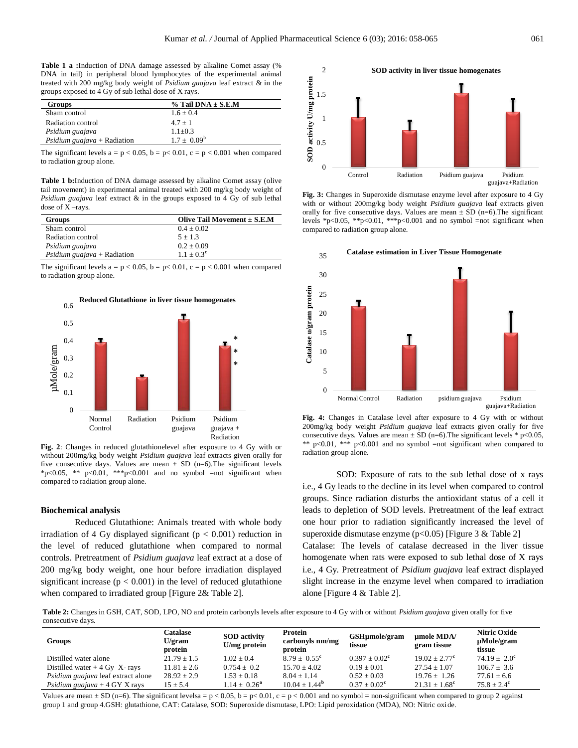**Table 1 a :**Induction of DNA damage assessed by alkaline Comet assay (% DNA in tail) in peripheral blood lymphocytes of the experimental animal treated with 200 mg/kg body weight of *Psidium guajava* leaf extract & in the groups exposed to 4 Gy of sub lethal dose of X rays.

| Groups | % Tail DNA ± S.E.M |
|---|---|
| Sham control | 1.6 ± 0.4 |
| Radiation control | 4.7 ± 1 |
| *Psidium guajava* | 1.1±0.3 |
| *Psidium guajava* + Radiation | 1.7 ± 0.09[b] |

The significant levels a = $p < 0.05$, b = $p < 0.01$, c = $p < 0.001$ when compared to radiation group alone.

**Table 1 b:**Induction of DNA damage assessed by alkaline Comet assay (olive tail movement) in experimental animal treated with 200 mg/kg body weight of *Psidium guajava* leaf extract & in the groups exposed to 4 Gy of sub lethal dose of X –rays.

| Groups | Olive Tail Movement ± S.E.M |
|---|---|
| Sham control | 0.4 ± 0.02 |
| Radiation control | 5 ± 1.3 |
| *Psidium guajava* | 0.2 ± 0.09 |
| *Psidium guajava* + Radiation | 1.1 ± 0.3[c] |

The significant levels a = $p < 0.05$, b = $p < 0.01$, c = $p < 0.001$ when compared to radiation group alone.

**Fig. 2**: Changes in reduced glutathionelevel after exposure to 4 Gy with or without 200mg/kg body weight *Psidium guajava* leaf extracts given orally for five consecutive days. Values are mean ± SD (n=6).The significant levels *p<0.05, ** p<0.01, ***p<0.001 and no symbol =not significant when compared to radiation group alone.

**Fig. 3:** Changes in Superoxide dismutase enzyme level after exposure to 4 Gy with or without 200mg/kg body weight *Psidium guajava* leaf extracts given orally for five consecutive days. Values are mean ± SD (n=6).The significant levels *p<0.05, **p<0.01, ***p<0.001 and no symbol =not significant when compared to radiation group alone.

**Fig. 4:** Changes in Catalase level after exposure to 4 Gy with or without 200mg/kg body weight *Psidium guajava* leaf extracts given orally for five consecutive days. Values are mean ± SD (n=6).The significant levels * p<0.05, ** p<0.01, *** p<0.001 and no symbol =not significant when compared to radiation group alone.

### Biochemical analysis

Reduced Glutathione: Animals treated with whole body irradiation of 4 Gy displayed significant ($p < 0.001$) reduction in the level of reduced glutathione when compared to normal controls. Pretreatment of *Psidium guajava* leaf extract at a dose of 200 mg/kg body weight, one hour before irradiation displayed significant increase ($p < 0.001$) in the level of reduced glutathione when compared to irradiated group [Figure 2& Table 2].

SOD: Exposure of rats to the sub lethal dose of x rays i.e., 4 Gy leads to the decline in its level when compared to control groups. Since radiation disturbs the antioxidant status of a cell it leads to depletion of SOD levels. Pretreatment of the leaf extract one hour prior to radiation significantly increased the level of superoxide dismutase enzyme ($p<0.05$) [Figure 3 & Table 2]

Catalase: The levels of catalase decreased in the liver tissue homogenate when rats were exposed to sub lethal dose of X rays i.e., 4 Gy. Pretreatment of *Psidium guajava* leaf extract displayed slight increase in the enzyme level when compared to irradiation alone [Figure 4 & Table 2].

**Table 2:** Changes in GSH, CAT, SOD, LPO, NO and protein carbonyls levels after exposure to 4 Gy with or without *Psidium guajava* given orally for five consecutive days.

| Groups | Catalase U/gram protein | SOD activity U/mg protein | Protein carbonyls nm/mg protein | GSHµmole/gram tissue | µmole MDA/ gram tissue | Nitric Oxide µMole/gram tissue |
|---|---|---|---|---|---|---|
| Distilled water alone | 21.79 ± 1.5 | 1.02 ± 0.4 | 8.79 ± 0.55[c] | 0.397 ± 0.02[c] | 19.02 ± 2.77[c] | 74.19 ± 2.0[c] |
| Distilled water + 4 Gy X- rays | 11.81 ± 2.6 | 0.754 ± 0.2 | 15.70 ± 4.02 | 0.19 ± 0.01 | 27.54 ± 1.07 | 106.7 ± 3.6 |
| *Psidium guajava* leaf extract alone | 28.92 ± 2.9 | 1.53 ± 0.18 | 8.04 ± 1.14 | 0.52 ± 0.03 | 19.76 ± 1.26 | 77.61 ± 6.6 |
| *Psidium guajava* + 4 GY X rays | 15 ± 5.4 | 1.14 ± 0.26[a] | 10.04 ± 1.44[b] | 0.37 ± 0.02[c] | 21.31 ± 1.68[c] | 75.8 ± 2.4[c] |

Values are mean ± SD (n=6). The significant levelsa = $p < 0.05$, b = $p < 0.01$, c = $p < 0.001$ and no symbol = non-significant when compared to group 2 against group 1 and group 4.GSH: glutathione, CAT: Catalase, SOD: Superoxide dismutase, LPO: Lipid peroxidation (MDA), NO: Nitric oxide.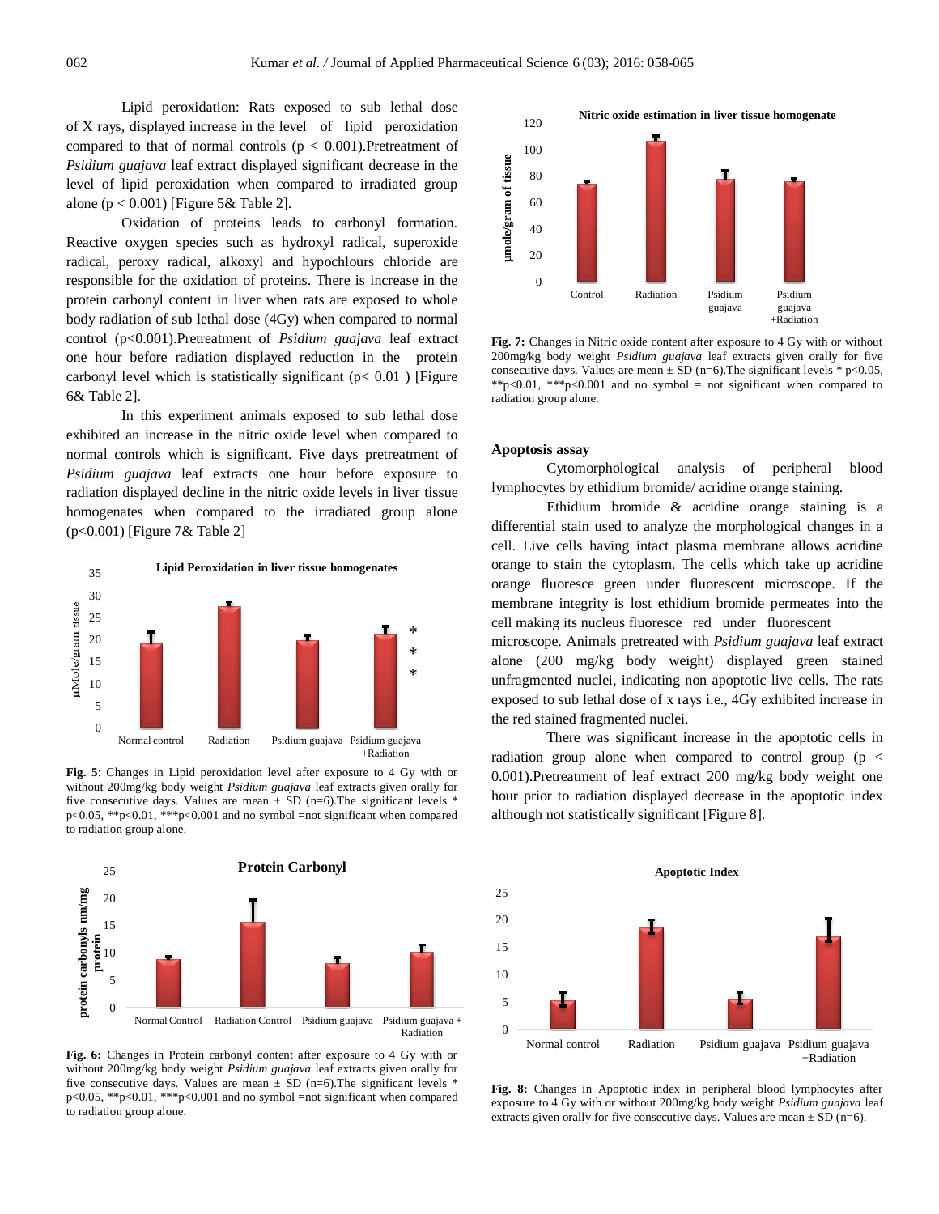Lipid peroxidation: Rats exposed to sub lethal dose of X rays, displayed increase in the level of lipid peroxidation compared to that of normal controls ($p < 0.001$).Pretreatment of *Psidium guajava* leaf extract displayed significant decrease in the level of lipid peroxidation when compared to irradiated group alone ($p < 0.001$) [Figure 5& Table 2].

Oxidation of proteins leads to carbonyl formation. Reactive oxygen species such as hydroxyl radical, superoxide radical, peroxy radical, alkoxyl and hypochlours chloride are responsible for the oxidation of proteins. There is increase in the protein carbonyl content in liver when rats are exposed to whole body radiation of sub lethal dose (4Gy) when compared to normal control ($p<0.001$).Pretreatment of *Psidium guajava* leaf extract one hour before radiation displayed reduction in the protein carbonyl level which is statistically significant ($p< 0.01$) [Figure 6& Table 2].

In this experiment animals exposed to sub lethal dose exhibited an increase in the nitric oxide level when compared to normal controls which is significant. Five days pretreatment of *Psidium guajava* leaf extracts one hour before exposure to radiation displayed decline in the nitric oxide levels in liver tissue homogenates when compared to the irradiated group alone ($p<0.001$) [Figure 7& Table 2]

**Fig. 5**: Changes in Lipid peroxidation level after exposure to 4 Gy with or without 200mg/kg body weight *Psidium guajava* leaf extracts given orally for five consecutive days. Values are mean ± SD (n=6).The significant levels * p<0.05, **p<0.01, ***p<0.001 and no symbol =not significant when compared to radiation group alone.

**Fig. 6:** Changes in Protein carbonyl content after exposure to 4 Gy with or without 200mg/kg body weight *Psidium guajava* leaf extracts given orally for five consecutive days. Values are mean ± SD (n=6).The significant levels * p<0.05, **p<0.01, ***p<0.001 and no symbol =not significant when compared to radiation group alone.

**Fig. 7:** Changes in Nitric oxide content after exposure to 4 Gy with or without 200mg/kg body weight *Psidium guajava* leaf extracts given orally for five consecutive days. Values are mean ± SD (n=6).The significant levels * p<0.05, **p<0.01, ***p<0.001 and no symbol = not significant when compared to radiation group alone.

### Apoptosis assay

Cytomorphological analysis of peripheral blood lymphocytes by ethidium bromide/ acridine orange staining.

Ethidium bromide & acridine orange staining is a differential stain used to analyze the morphological changes in a cell. Live cells having intact plasma membrane allows acridine orange to stain the cytoplasm. The cells which take up acridine orange fluoresce green under fluorescent microscope. If the membrane integrity is lost ethidium bromide permeates into the cell making its nucleus fluoresce red under fluorescent microscope. Animals pretreated with *Psidium guajava* leaf extract alone (200 mg/kg body weight) displayed green stained unfragmented nuclei, indicating non apoptotic live cells. The rats exposed to sub lethal dose of x rays i.e., 4Gy exhibited increase in the red stained fragmented nuclei.

There was significant increase in the apoptotic cells in radiation group alone when compared to control group ($p < 0.001$).Pretreatment of leaf extract 200 mg/kg body weight one hour prior to radiation displayed decrease in the apoptotic index although not statistically significant [Figure 8].

**Fig. 8:** Changes in Apoptotic index in peripheral blood lymphocytes after exposure to 4 Gy with or without 200mg/kg body weight *Psidium guajava* leaf extracts given orally for five consecutive days. Values are mean ± SD (n=6).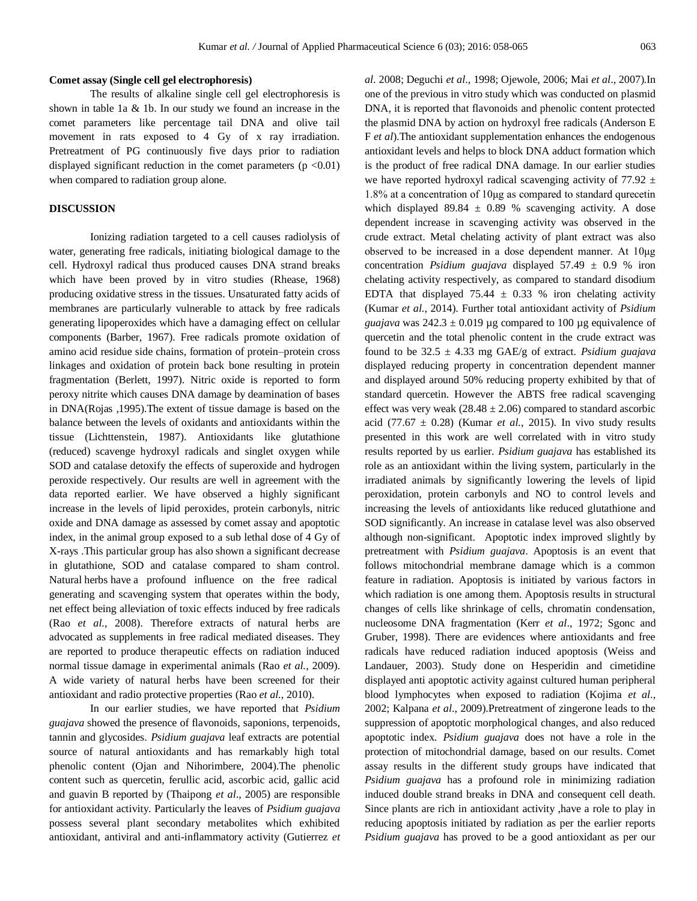**Comet assay (Single cell gel electrophoresis)**

The results of alkaline single cell gel electrophoresis is shown in table 1a & 1b. In our study we found an increase in the comet parameters like percentage tail DNA and olive tail movement in rats exposed to 4 Gy of x ray irradiation. Pretreatment of PG continuously five days prior to radiation displayed significant reduction in the comet parameters ($p < 0.01$) when compared to radiation group alone.

**DISCUSSION**

Ionizing radiation targeted to a cell causes radiolysis of water, generating free radicals, initiating biological damage to the cell. Hydroxyl radical thus produced causes DNA strand breaks which have been proved by in vitro studies (Rhease, 1968) producing oxidative stress in the tissues. Unsaturated fatty acids of membranes are particularly vulnerable to attack by free radicals generating lipoperoxides which have a damaging effect on cellular components (Barber, 1967). Free radicals promote oxidation of amino acid residue side chains, formation of protein–protein cross linkages and oxidation of protein back bone resulting in protein fragmentation (Berlett, 1997). Nitric oxide is reported to form peroxy nitrite which causes DNA damage by deamination of bases in DNA(Rojas ,1995).The extent of tissue damage is based on the balance between the levels of oxidants and antioxidants within the tissue (Lichttenstein, 1987). Antioxidants like glutathione (reduced) scavenge hydroxyl radicals and singlet oxygen while SOD and catalase detoxify the effects of superoxide and hydrogen peroxide respectively. Our results are well in agreement with the data reported earlier. We have observed a highly significant increase in the levels of lipid peroxides, protein carbonyls, nitric oxide and DNA damage as assessed by comet assay and apoptotic index, in the animal group exposed to a sub lethal dose of 4 Gy of X-rays .This particular group has also shown a significant decrease in glutathione, SOD and catalase compared to sham control. Natural herbs have a profound influence on the free radical generating and scavenging system that operates within the body, net effect being alleviation of toxic effects induced by free radicals (Rao *et al.*, 2008). Therefore extracts of natural herbs are advocated as supplements in free radical mediated diseases. They are reported to produce therapeutic effects on radiation induced normal tissue damage in experimental animals (Rao *et al.*, 2009). A wide variety of natural herbs have been screened for their antioxidant and radio protective properties (Rao *et al.*, 2010).

In our earlier studies, we have reported that *Psidium guajava* showed the presence of flavonoids, saponions, terpenoids, tannin and glycosides. *Psidium guajava* leaf extracts are potential source of natural antioxidants and has remarkably high total phenolic content (Ojan and Nihorimbere, 2004).The phenolic content such as quercetin, ferullic acid, ascorbic acid, gallic acid and guavin B reported by (Thaipong *et al*., 2005) are responsible for antioxidant activity. Particularly the leaves of *Psidium guajava* possess several plant secondary metabolites which exhibited antioxidant, antiviral and anti-inflammatory activity (Gutierrez *et al*. 2008; Deguchi *et al*., 1998; Ojewole, 2006; Mai *et al*., 2007).In one of the previous in vitro study which was conducted on plasmid DNA, it is reported that flavonoids and phenolic content protected the plasmid DNA by action on hydroxyl free radicals (Anderson E F *et al*).The antioxidant supplementation enhances the endogenous antioxidant levels and helps to block DNA adduct formation which is the product of free radical DNA damage. In our earlier studies we have reported hydroxyl radical scavenging activity of 77.92 ± 1.8% at a concentration of 10µg as compared to standard qurecetin which displayed 89.84 ± 0.89 % scavenging activity. A dose dependent increase in scavenging activity was observed in the crude extract. Metal chelating activity of plant extract was also observed to be increased in a dose dependent manner. At 10µg concentration *Psidium guajava* displayed 57.49 ± 0.9 % iron chelating activity respectively, as compared to standard disodium EDTA that displayed 75.44 ± 0.33 % iron chelating activity (Kumar *et al.*, 2014). Further total antioxidant activity of *Psidium guajava* was 242.3 ± 0.019 µg compared to 100 µg equivalence of quercetin and the total phenolic content in the crude extract was found to be 32.5 ± 4.33 mg GAE/g of extract. *Psidium guajava* displayed reducing property in concentration dependent manner and displayed around 50% reducing property exhibited by that of standard quercetin. However the ABTS free radical scavenging effect was very weak (28.48 ± 2.06) compared to standard ascorbic acid (77.67 ± 0.28) (Kumar *et al.*, 2015). In vivo study results presented in this work are well correlated with in vitro study results reported by us earlier. *Psidium guajava* has established its role as an antioxidant within the living system, particularly in the irradiated animals by significantly lowering the levels of lipid peroxidation, protein carbonyls and NO to control levels and increasing the levels of antioxidants like reduced glutathione and SOD significantly. An increase in catalase level was also observed although non-significant. Apoptotic index improved slightly by pretreatment with *Psidium guajava*. Apoptosis is an event that follows mitochondrial membrane damage which is a common feature in radiation. Apoptosis is initiated by various factors in which radiation is one among them. Apoptosis results in structural changes of cells like shrinkage of cells, chromatin condensation, nucleosome DNA fragmentation (Kerr *et al*., 1972; Sgonc and Gruber, 1998). There are evidences where antioxidants and free radicals have reduced radiation induced apoptosis (Weiss and Landauer, 2003). Study done on Hesperidin and cimetidine displayed anti apoptotic activity against cultured human peripheral blood lymphocytes when exposed to radiation (Kojima *et al.*, 2002; Kalpana *et al*., 2009).Pretreatment of zingerone leads to the suppression of apoptotic morphological changes, and also reduced apoptotic index. *Psidium guajava* does not have a role in the protection of mitochondrial damage, based on our results. Comet assay results in the different study groups have indicated that *Psidium guajava* has a profound role in minimizing radiation induced double strand breaks in DNA and consequent cell death. Since plants are rich in antioxidant activity ,have a role to play in reducing apoptosis initiated by radiation as per the earlier reports *Psidium guajava* has proved to be a good antioxidant as per our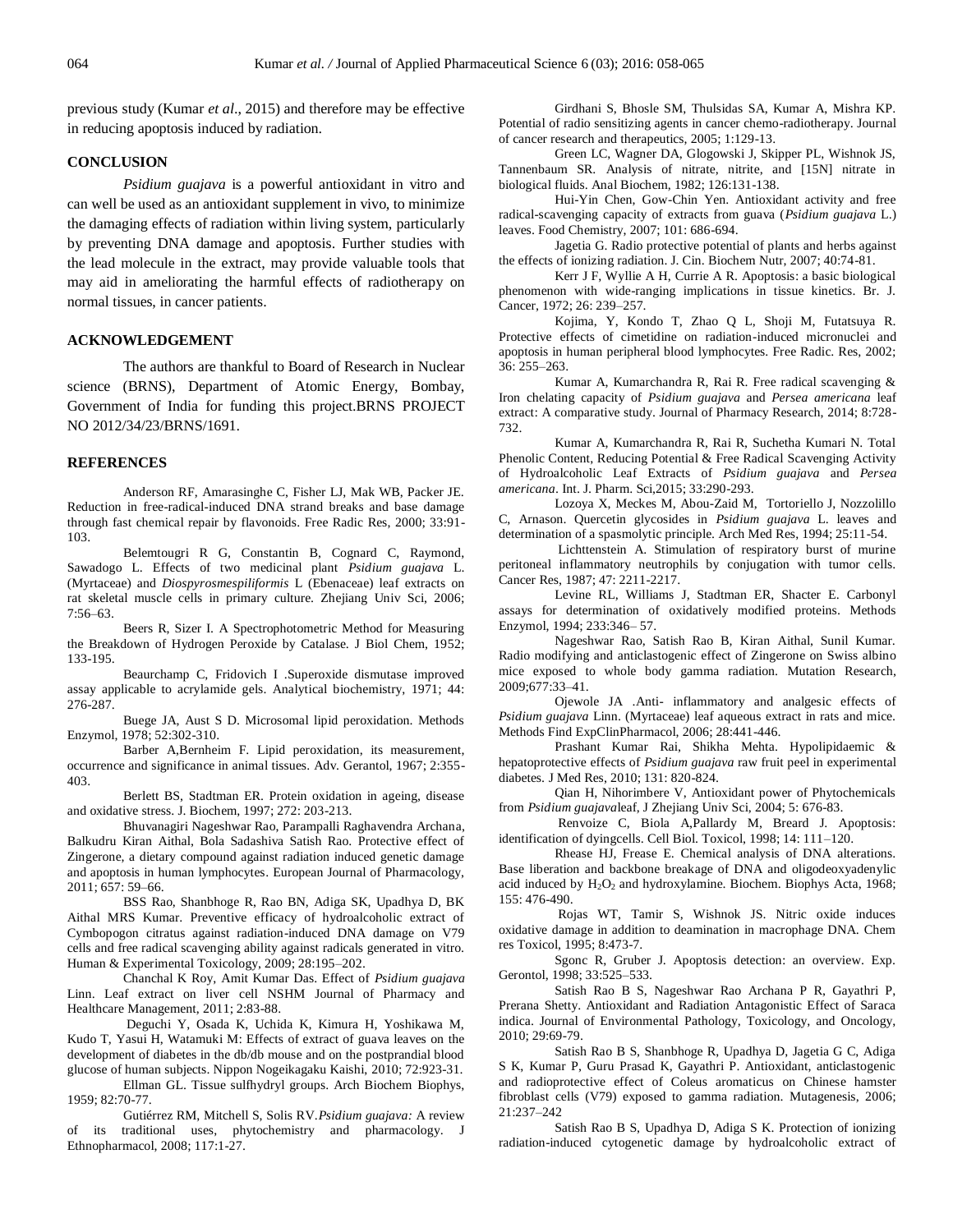previous study (Kumar *et al*., 2015) and therefore may be effective in reducing apoptosis induced by radiation.

## CONCLUSION

*Psidium guajava* is a powerful antioxidant in vitro and can well be used as an antioxidant supplement in vivo, to minimize the damaging effects of radiation within living system, particularly by preventing DNA damage and apoptosis. Further studies with the lead molecule in the extract, may provide valuable tools that may aid in ameliorating the harmful effects of radiotherapy on normal tissues, in cancer patients.

## ACKNOWLEDGEMENT

The authors are thankful to Board of Research in Nuclear science (BRNS), Department of Atomic Energy, Bombay, Government of India for funding this project.BRNS PROJECT NO 2012/34/23/BRNS/1691.

## REFERENCES

Anderson RF, Amarasinghe C, Fisher LJ, Mak WB, Packer JE. Reduction in free-radical-induced DNA strand breaks and base damage through fast chemical repair by flavonoids. Free Radic Res, 2000; 33:91-103.

Belemtougri R G, Constantin B, Cognard C, Raymond, Sawadogo L. Effects of two medicinal plant *Psidium guajava* L. (Myrtaceae) and *Diospyrosmespiliformis* L (Ebenaceae) leaf extracts on rat skeletal muscle cells in primary culture. Zhejiang Univ Sci, 2006; 7:56–63.

Beers R, Sizer I. A Spectrophotometric Method for Measuring the Breakdown of Hydrogen Peroxide by Catalase. J Biol Chem, 1952; 133-195.

Beaurchamp C, Fridovich I .Superoxide dismutase improved assay applicable to acrylamide gels. Analytical biochemistry, 1971; 44: 276-287.

Buege JA, Aust S D. Microsomal lipid peroxidation. Methods Enzymol, 1978; 52:302-310.

Barber A,Bernheim F. Lipid peroxidation, its measurement, occurrence and significance in animal tissues. Adv. Gerantol, 1967; 2:355-403.

Berlett BS, Stadtman ER. Protein oxidation in ageing, disease and oxidative stress. J. Biochem, 1997; 272: 203-213.

Bhuvanagiri Nageshwar Rao, Parampalli Raghavendra Archana, Balkudru Kiran Aithal, Bola Sadashiva Satish Rao. Protective effect of Zingerone, a dietary compound against radiation induced genetic damage and apoptosis in human lymphocytes. European Journal of Pharmacology, 2011; 657: 59–66.

BSS Rao, Shanbhoge R, Rao BN, Adiga SK, Upadhya D, BK Aithal MRS Kumar. Preventive efficacy of hydroalcoholic extract of Cymbopogon citratus against radiation-induced DNA damage on V79 cells and free radical scavenging ability against radicals generated in vitro. Human & Experimental Toxicology, 2009; 28:195–202.

Chanchal K Roy, Amit Kumar Das. Effect of *Psidium guajava* Linn. Leaf extract on liver cell NSHM Journal of Pharmacy and Healthcare Management, 2011; 2:83-88.

Deguchi Y, Osada K, Uchida K, Kimura H, Yoshikawa M, Kudo T, Yasui H, Watamuki M: Effects of extract of guava leaves on the development of diabetes in the db/db mouse and on the postprandial blood glucose of human subjects. Nippon Nogeikagaku Kaishi, 2010; 72:923-31.

Ellman GL. Tissue sulfhydryl groups. Arch Biochem Biophys, 1959; 82:70-77.

Gutiérrez RM, Mitchell S, Solis RV.*Psidium guajava:* A review of its traditional uses, phytochemistry and pharmacology. J Ethnopharmacol, 2008; 117:1-27.

Girdhani S, Bhosle SM, Thulsidas SA, Kumar A, Mishra KP. Potential of radio sensitizing agents in cancer chemo-radiotherapy. Journal of cancer research and therapeutics, 2005; 1:129-13.

Green LC, Wagner DA, Glogowski J, Skipper PL, Wishnok JS, Tannenbaum SR. Analysis of nitrate, nitrite, and [15N] nitrate in biological fluids. Anal Biochem, 1982; 126:131-138.

Hui-Yin Chen, Gow-Chin Yen. Antioxidant activity and free radical-scavenging capacity of extracts from guava (*Psidium guajava* L.) leaves. Food Chemistry, 2007; 101: 686-694.

Jagetia G. Radio protective potential of plants and herbs against the effects of ionizing radiation. J. Cin. Biochem Nutr, 2007; 40:74-81.

Kerr J F, Wyllie A H, Currie A R. Apoptosis: a basic biological phenomenon with wide-ranging implications in tissue kinetics. Br. J. Cancer, 1972; 26: 239–257.

Kojima, Y, Kondo T, Zhao Q L, Shoji M, Futatsuya R. Protective effects of cimetidine on radiation-induced micronuclei and apoptosis in human peripheral blood lymphocytes. Free Radic. Res, 2002; 36: 255–263.

Kumar A, Kumarchandra R, Rai R. Free radical scavenging & Iron chelating capacity of *Psidium guajava* and *Persea americana* leaf extract: A comparative study. Journal of Pharmacy Research, 2014; 8:728-732.

Kumar A, Kumarchandra R, Rai R, Suchetha Kumari N. Total Phenolic Content, Reducing Potential & Free Radical Scavenging Activity of Hydroalcoholic Leaf Extracts of *Psidium guajava* and *Persea americana*. Int. J. Pharm. Sci,2015; 33:290-293.

Lozoya X, Meckes M, Abou-Zaid M, Tortoriello J, Nozzolillo C, Arnason. Quercetin glycosides in *Psidium guajava* L. leaves and determination of a spasmolytic principle. Arch Med Res, 1994; 25:11-54.

Lichttenstein A. Stimulation of respiratory burst of murine peritoneal inflammatory neutrophils by conjugation with tumor cells. Cancer Res, 1987; 47: 2211-2217.

Levine RL, Williams J, Stadtman ER, Shacter E. Carbonyl assays for determination of oxidatively modified proteins. Methods Enzymol, 1994; 233:346– 57.

Nageshwar Rao, Satish Rao B, Kiran Aithal, Sunil Kumar. Radio modifying and anticlastogenic effect of Zingerone on Swiss albino mice exposed to whole body gamma radiation. Mutation Research, 2009;677:33–41.

Ojewole JA .Anti- inflammatory and analgesic effects of *Psidium guajava* Linn. (Myrtaceae) leaf aqueous extract in rats and mice. Methods Find ExpClinPharmacol, 2006; 28:441-446.

Prashant Kumar Rai, Shikha Mehta. Hypolipidaemic & hepatoprotective effects of *Psidium guajava* raw fruit peel in experimental diabetes. J Med Res, 2010; 131: 820-824.

Qian H, Nihorimbere V, Antioxidant power of Phytochemicals from *Psidium guajava*leaf, J Zhejiang Univ Sci, 2004; 5: 676-83.

Renvoize C, Biola A,Pallardy M, Breard J. Apoptosis: identification of dyingcells. Cell Biol. Toxicol, 1998; 14: 111–120.

Rhease HJ, Frease E. Chemical analysis of DNA alterations. Base liberation and backbone breakage of DNA and oligodeoxyadenylic acid induced by $H_2O_2$ and hydroxylamine. Biochem. Biophys Acta, 1968; 155: 476-490.

Rojas WT, Tamir S, Wishnok JS. Nitric oxide induces oxidative damage in addition to deamination in macrophage DNA. Chem res Toxicol, 1995; 8:473-7.

Sgonc R, Gruber J. Apoptosis detection: an overview. Exp. Gerontol, 1998; 33:525–533.

Satish Rao B S, Nageshwar Rao Archana P R, Gayathri P, Prerana Shetty. Antioxidant and Radiation Antagonistic Effect of Saraca indica. Journal of Environmental Pathology, Toxicology, and Oncology, 2010; 29:69-79.

Satish Rao B S, Shanbhoge R, Upadhya D, Jagetia G C, Adiga S K, Kumar P, Guru Prasad K, Gayathri P. Antioxidant, anticlastogenic and radioprotective effect of Coleus aromaticus on Chinese hamster fibroblast cells (V79) exposed to gamma radiation. Mutagenesis, 2006; 21:237–242

Satish Rao B S, Upadhya D, Adiga S K. Protection of ionizing radiation-induced cytogenetic damage by hydroalcoholic extract of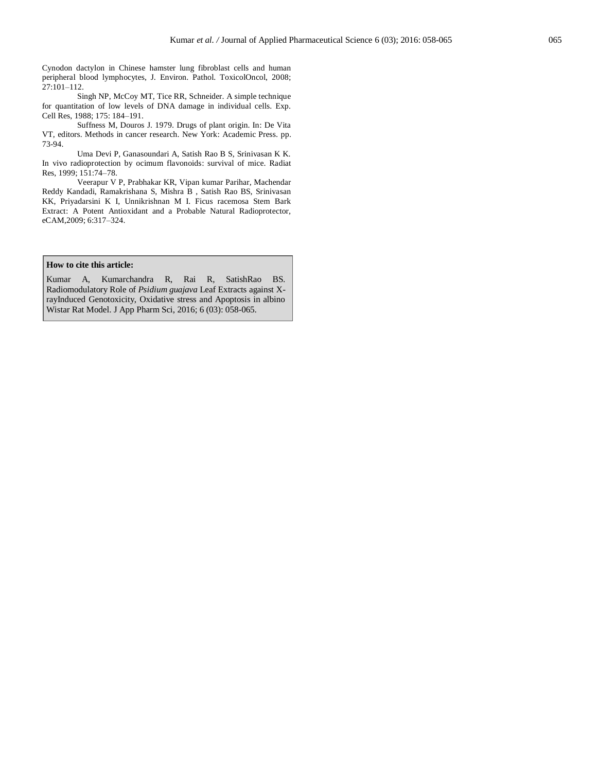Cynodon dactylon in Chinese hamster lung fibroblast cells and human peripheral blood lymphocytes, J. Environ. Pathol. ToxicolOncol, 2008; 27:101–112.

Singh NP, McCoy MT, Tice RR, Schneider. A simple technique for quantitation of low levels of DNA damage in individual cells. Exp. Cell Res, 1988; 175: 184–191.

Suffness M, Douros J. 1979. Drugs of plant origin. In: De Vita VT, editors. Methods in cancer research. New York: Academic Press. pp. 73-94.

Uma Devi P, Ganasoundari A, Satish Rao B S, Srinivasan K K. In vivo radioprotection by ocimum flavonoids: survival of mice. Radiat Res, 1999; 151:74–78.

Veerapur V P, Prabhakar KR, Vipan kumar Parihar, Machendar Reddy Kandadi, Ramakrishana S, Mishra B , Satish Rao BS, Srinivasan KK, Priyadarsini K I, Unnikrishnan M I. Ficus racemosa Stem Bark Extract: A Potent Antioxidant and a Probable Natural Radioprotector, eCAM,2009; 6:317–324.

**How to cite this article:**

Kumar A, Kumarchandra R, Rai R, SatishRao BS. Radiomodulatory Role of *Psidium guajava* Leaf Extracts against X-rayInduced Genotoxicity, Oxidative stress and Apoptosis in albino Wistar Rat Model. J App Pharm Sci, 2016; 6 (03): 058-065.